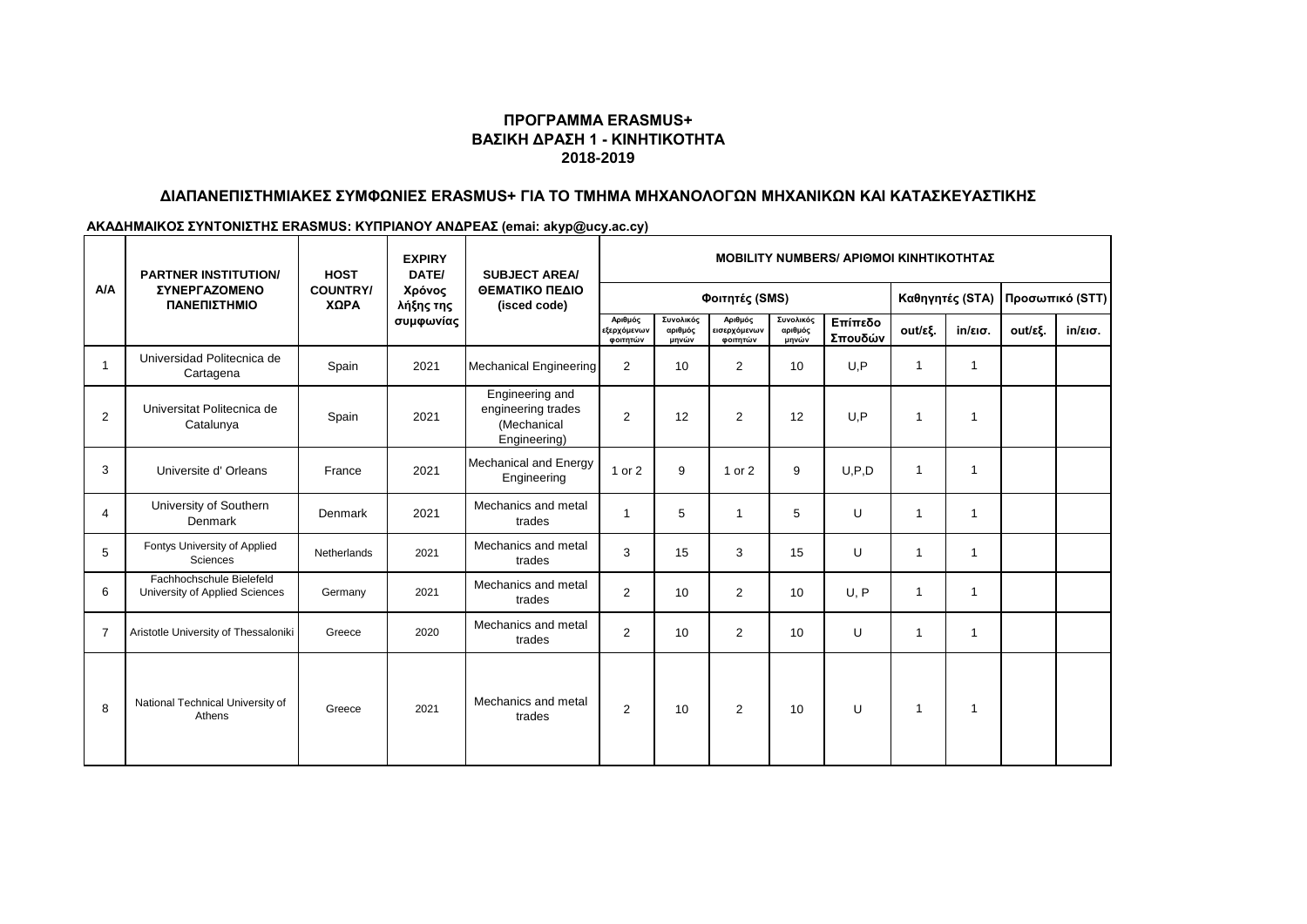**ΠΡΟΓΡΑΜΜΑ ERASMUS+**
**ΒΑΣΙΚΗ ΔΡΑΣΗ 1 - ΚΙΝΗΤΙΚΟΤΗΤΑ**
**2018-2019**

**ΔΙΑΠΑΝΕΠΙΣΤΗΜΙΑΚΕΣ ΣΥΜΦΩΝΙΕΣ ERASMUS+ ΓΙΑ ΤΟ ΤΜΗΜΑ ΜΗΧΑΝΟΛΟΓΩΝ ΜΗΧΑΝΙΚΩΝ ΚΑΙ ΚΑΤΑΣΚΕΥΑΣΤΙΚΗΣ**

**ΑΚΑΔΗΜΑΙΚΟΣ ΣΥΝΤΟΝΙΣΤΗΣ ERASMUS: ΚΥΠΡΙΑΝΟΥ ΑΝΔΡΕΑΣ (emai: akyp@ucy.ac.cy)**

| A/A | PARTNER INSTITUTION/ ΣΥΝΕΡΓΑΖΟΜΕΝΟ ΠΑΝΕΠΙΣΤΗΜΙΟ | HOST COUNTRY/ ΧΩΡΑ | EXPIRY DATE/ Χρόνος λήξης της συμφωνίας | SUBJECT AREA/ ΘΕΜΑΤΙΚΟ ΠΕΔΙΟ (isced code) | MOBILITY NUMBERS/ ΑΡΙΘΜΟΙ ΚΙΝΗΤΙΚΟΤΗΤΑΣ | | | | | | | | |
|---|---|---|---|---|---|---|---|---|---|---|---|---|---|
| | | | | | Φοιτητές (SMS) | | | | | Καθηγητές (STA) | | Προσωπικό (STT) | |
| | | | | | Αριθμός εξερχόμενων φοιτητών | Συνολικός αριθμός μηνών | Αριθμός εισερχόμενων φοιτητών | Συνολικός αριθμός μηνών | Επίπεδο Σπουδών | out/εξ. | in/εισ. | out/εξ. | in/εισ. |
| 1 | Universidad Politecnica de Cartagena | Spain | 2021 | Mechanical Engineering | 2 | 10 | 2 | 10 | U,P | 1 | 1 | | |
| 2 | Universitat Politecnica de Catalunya | Spain | 2021 | Engineering and engineering trades (Mechanical Engineering) | 2 | 12 | 2 | 12 | U,P | 1 | 1 | | |
| 3 | Universite d' Orleans | France | 2021 | Mechanical and Energy Engineering | 1 or 2 | 9 | 1 or 2 | 9 | U,P,D | 1 | 1 | | |
| 4 | University of Southern Denmark | Denmark | 2021 | Mechanics and metal trades | 1 | 5 | 1 | 5 | U | 1 | 1 | | |
| 5 | Fontys University of Applied Sciences | Netherlands | 2021 | Mechanics and metal trades | 3 | 15 | 3 | 15 | U | 1 | 1 | | |
| 6 | Fachhochschule Bielefeld University of Applied Sciences | Germany | 2021 | Mechanics and metal trades | 2 | 10 | 2 | 10 | U, P | 1 | 1 | | |
| 7 | Aristotle University of Thessaloniki | Greece | 2020 | Mechanics and metal trades | 2 | 10 | 2 | 10 | U | 1 | 1 | | |
| 8 | National Technical University of Athens | Greece | 2021 | Mechanics and metal trades | 2 | 10 | 2 | 10 | U | 1 | 1 | | |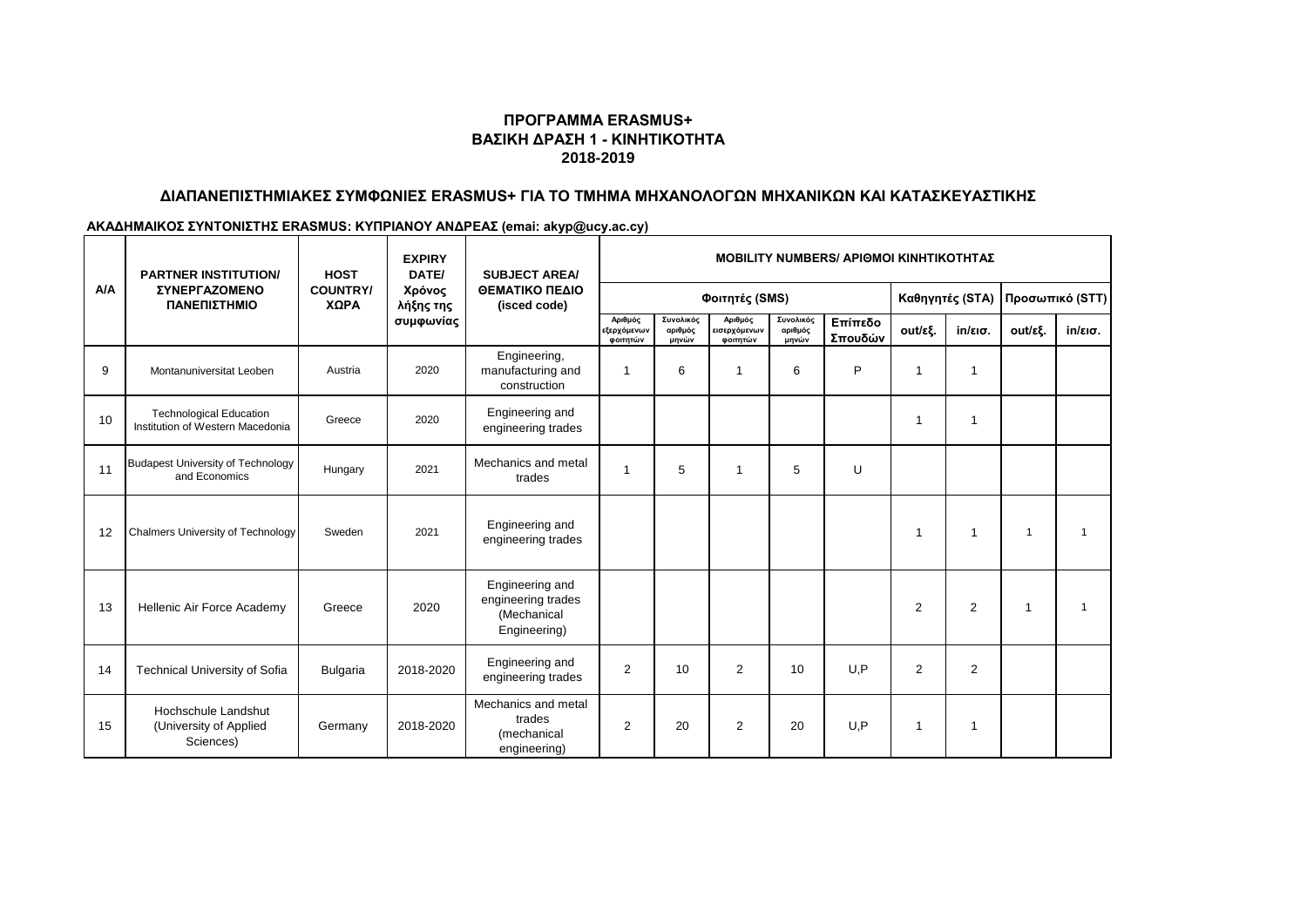**ΠΡΟΓΡΑΜΜΑ ERASMUS+**
**ΒΑΣΙΚΗ ΔΡΑΣΗ 1 - ΚΙΝΗΤΙΚΟΤΗΤΑ**
**2018-2019**

**ΔΙΑΠΑΝΕΠΙΣΤΗΜΙΑΚΕΣ ΣΥΜΦΩΝΙΕΣ ERASMUS+ ΓΙΑ ΤΟ ΤΜΗΜΑ ΜΗΧΑΝΟΛΟΓΩΝ ΜΗΧΑΝΙΚΩΝ ΚΑΙ ΚΑΤΑΣΚΕΥΑΣΤΙΚΗΣ**

**ΑΚΑΔΗΜΑΙΚΟΣ ΣΥΝΤΟΝΙΣΤΗΣ ERASMUS: ΚΥΠΡΙΑΝΟΥ ΑΝΔΡΕΑΣ (emai: akyp@ucy.ac.cy)**

| Α/Α | PARTNER INSTITUTION/ ΣΥΝΕΡΓΑΖΟΜΕΝΟ ΠΑΝΕΠΙΣΤΗΜΙΟ | HOST COUNTRY/ ΧΩΡΑ | EXPIRY DATE/ Χρόνος λήξης της συμφωνίας | SUBJECT AREA/ ΘΕΜΑΤΙΚΟ ΠΕΔΙΟ (isced code) | MOBILITY NUMBERS/ ΑΡΙΘΜΟΙ ΚΙΝΗΤΙΚΟΤΗΤΑΣ | | | | | | | | |
|---|---|---|---|---|---|---|---|---|---|---|---|---|---|
| | | | | | Φοιτητές (SMS) | | | | | Καθηγητές (STA) | | Προσωπικό (STT) | |
| | | | | | Αριθμός εξερχόμενων φοιτητών | Συνολικός αριθμός μηνών | Αριθμός εισερχόμενων φοιτητών | Συνολικός αριθμός μηνών | Επίπεδο Σπουδών | out/εξ. | in/εισ. | out/εξ. | in/εισ. |
| 9 | Montanuniversitat Leoben | Austria | 2020 | Engineering, manufacturing and construction | 1 | 6 | 1 | 6 | P | 1 | 1 | | |
| 10 | Technological Education Institution of Western Macedonia | Greece | 2020 | Engineering and engineering trades | | | | | | 1 | 1 | | |
| 11 | Budapest University of Technology and Economics | Hungary | 2021 | Mechanics and metal trades | 1 | 5 | 1 | 5 | U | | | | |
| 12 | Chalmers University of Technology | Sweden | 2021 | Engineering and engineering trades | | | | | | 1 | 1 | 1 | 1 |
| 13 | Hellenic Air Force Academy | Greece | 2020 | Engineering and engineering trades (Mechanical Engineering) | | | | | | 2 | 2 | 1 | 1 |
| 14 | Technical University of Sofia | Bulgaria | 2018-2020 | Engineering and engineering trades | 2 | 10 | 2 | 10 | U,P | 2 | 2 | | |
| 15 | Hochschule Landshut (University of Applied Sciences) | Germany | 2018-2020 | Mechanics and metal trades (mechanical engineering) | 2 | 20 | 2 | 20 | U,P | 1 | 1 | | |